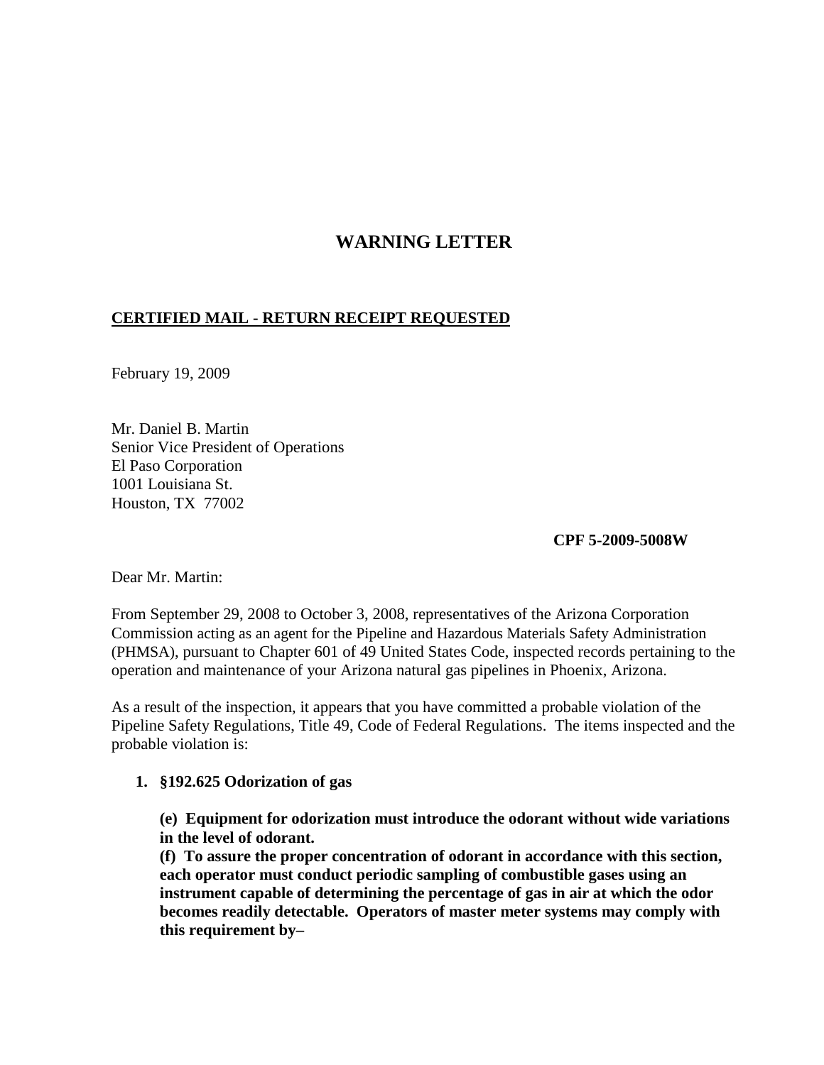# WARNING LETTER

**CERTIFIED MAIL - RETURN RECEIPT REQUESTED**

February 19, 2009

Mr. Daniel B. Martin
Senior Vice President of Operations
El Paso Corporation
1001 Louisiana St.
Houston, TX 77002

**CPF 5-2009-5008W**

Dear Mr. Martin:

From September 29, 2008 to October 3, 2008, representatives of the Arizona Corporation Commission acting as an agent for the Pipeline and Hazardous Materials Safety Administration (PHMSA), pursuant to Chapter 601 of 49 United States Code, inspected records pertaining to the operation and maintenance of your Arizona natural gas pipelines in Phoenix, Arizona.

As a result of the inspection, it appears that you have committed a probable violation of the Pipeline Safety Regulations, Title 49, Code of Federal Regulations. The items inspected and the probable violation is:

1. **§192.625 Odorization of gas**

   **(e) Equipment for odorization must introduce the odorant without wide variations in the level of odorant.**
   **(f) To assure the proper concentration of odorant in accordance with this section, each operator must conduct periodic sampling of combustible gases using an instrument capable of determining the percentage of gas in air at which the odor becomes readily detectable. Operators of master meter systems may comply with this requirement by–**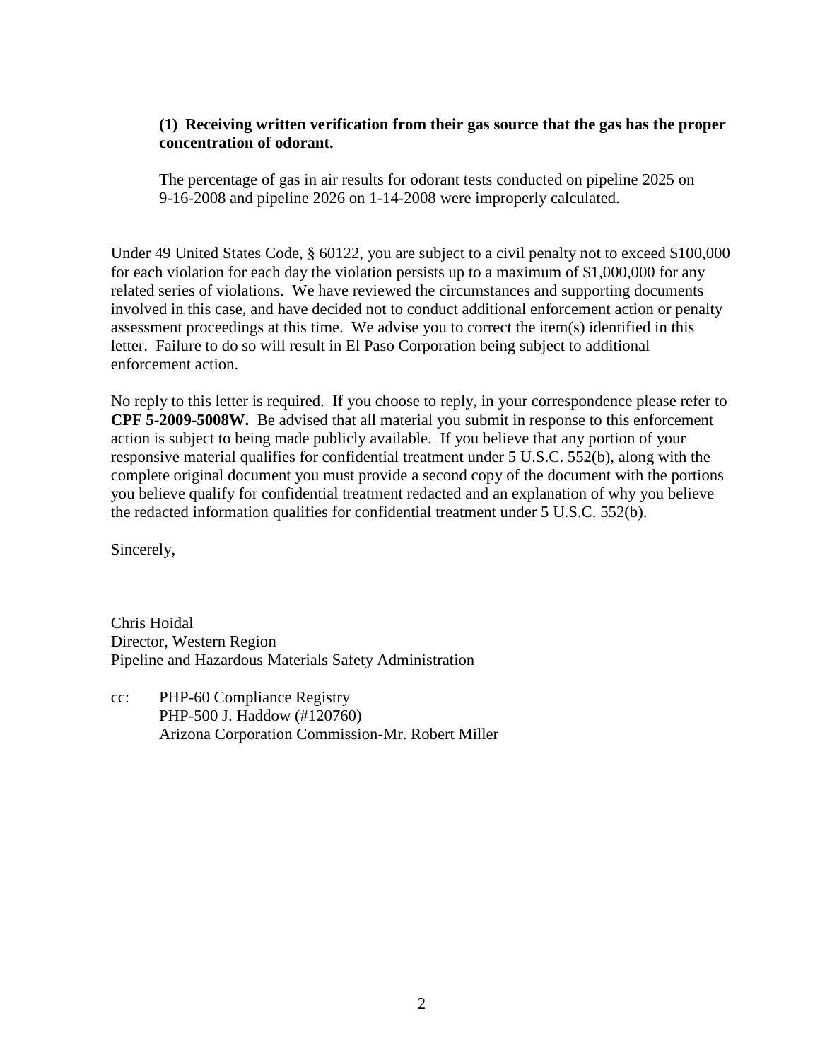**(1) Receiving written verification from their gas source that the gas has the proper concentration of odorant.**

The percentage of gas in air results for odorant tests conducted on pipeline 2025 on 9-16-2008 and pipeline 2026 on 1-14-2008 were improperly calculated.

Under 49 United States Code, § 60122, you are subject to a civil penalty not to exceed $100,000 for each violation for each day the violation persists up to a maximum of $1,000,000 for any related series of violations. We have reviewed the circumstances and supporting documents involved in this case, and have decided not to conduct additional enforcement action or penalty assessment proceedings at this time. We advise you to correct the item(s) identified in this letter. Failure to do so will result in El Paso Corporation being subject to additional enforcement action.

No reply to this letter is required. If you choose to reply, in your correspondence please refer to **CPF 5-2009-5008W.** Be advised that all material you submit in response to this enforcement action is subject to being made publicly available. If you believe that any portion of your responsive material qualifies for confidential treatment under 5 U.S.C. 552(b), along with the complete original document you must provide a second copy of the document with the portions you believe qualify for confidential treatment redacted and an explanation of why you believe the redacted information qualifies for confidential treatment under 5 U.S.C. 552(b).

Sincerely,

Chris Hoidal
Director, Western Region
Pipeline and Hazardous Materials Safety Administration

cc: PHP-60 Compliance Registry
PHP-500 J. Haddow (#120760)
Arizona Corporation Commission-Mr. Robert Miller